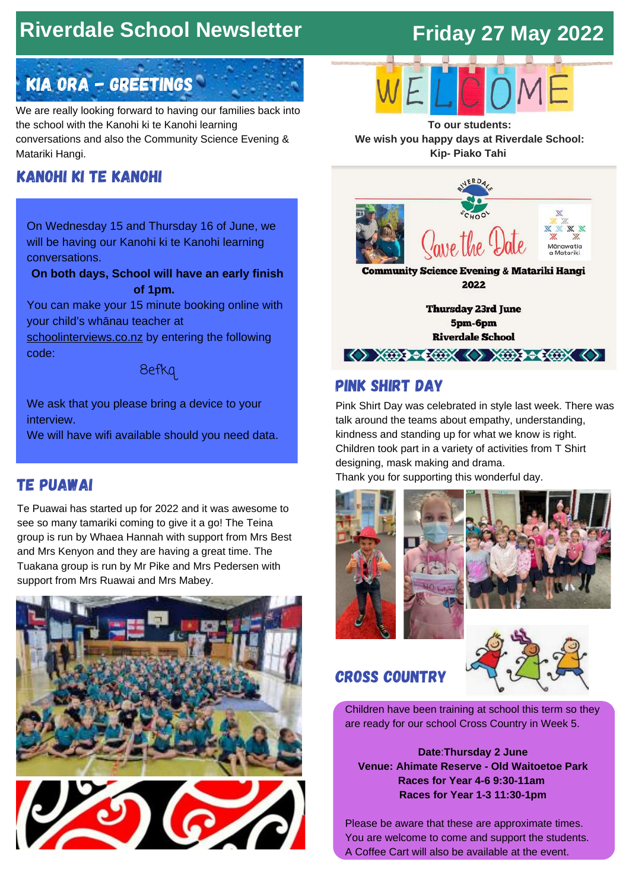# Riverdale School Newsletter

## Friday 27 May 2022

## KIA ORA – GREETINGS

We are really looking forward to having our families back into the school with the Kanohi ki te Kanohi learning conversations and also the Community Science Evening & Matariki Hangi.

## KANOHI KI TE KANOHI

On Wednesday 15 and Thursday 16 of June, we will be having our Kanohi ki te Kanohi learning conversations.

**On both days, School will have an early finish of 1pm.**

You can make your 15 minute booking online with your child's whānau teacher at schoolinterviews.co.nz by entering the following code:

8efkq

We ask that you please bring a device to your interview.
We will have wifi available should you need data.

## TE PUAWAI

Te Puawai has started up for 2022 and it was awesome to see so many tamariki coming to give it a go! The Teina group is run by Whaea Hannah with support from Mrs Best and Mrs Kenyon and they are having a great time. The Tuakana group is run by Mr Pike and Mrs Pedersen with support from Mrs Ruawai and Mrs Mabey.

WELCOME

**To our students:**
**We wish you happy days at Riverdale School:**
**Kip- Piako Tahi**

Save the Date

**Community Science Evening & Matariki Hangi 2022**

**Thursday 23rd June**
**5pm-6pm**
**Riverdale School**

## PINK SHIRT DAY

Pink Shirt Day was celebrated in style last week. There was talk around the teams about empathy, understanding, kindness and standing up for what we know is right. Children took part in a variety of activities from T Shirt designing, mask making and drama.
Thank you for supporting this wonderful day.

## CROSS COUNTRY

Children have been training at school this term so they are ready for our school Cross Country in Week 5.

**Date: Thursday 2 June**
**Venue: Ahimate Reserve - Old Waitoetoe Park**
**Races for Year 4-6 9:30-11am**
**Races for Year 1-3 11:30-1pm**

Please be aware that these are approximate times.
You are welcome to come and support the students.
A Coffee Cart will also be available at the event.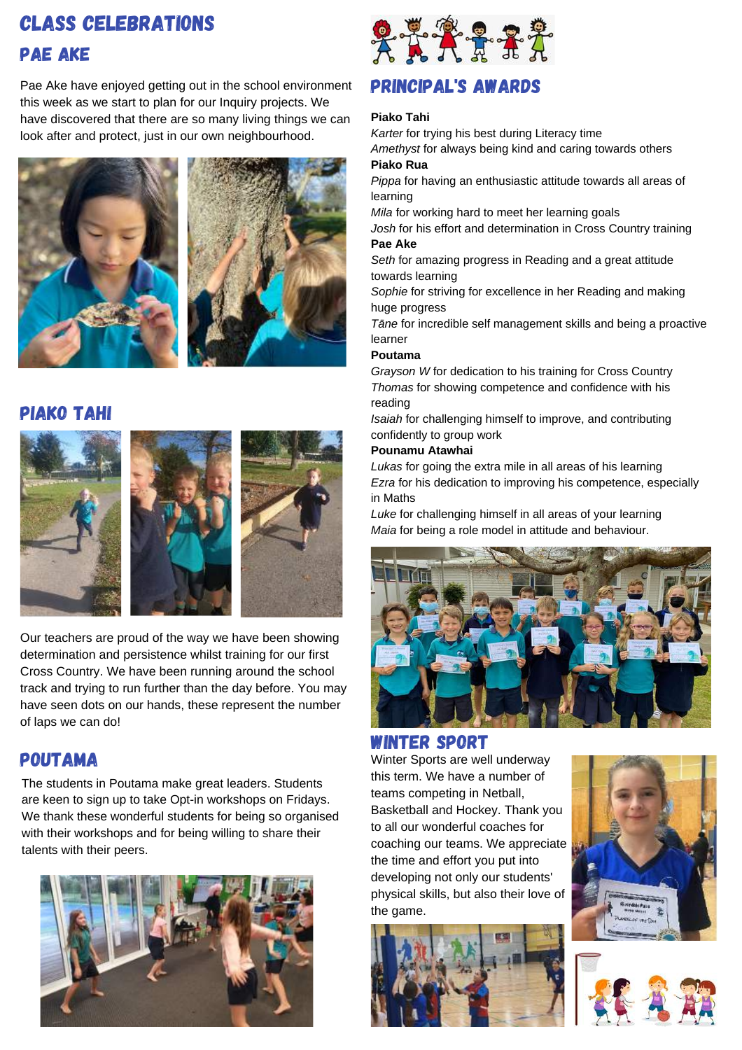# CLASS CELEBRATIONS

## PAE AKE

Pae Ake have enjoyed getting out in the school environment this week as we start to plan for our Inquiry projects. We have discovered that there are so many living things we can look after and protect, just in our own neighbourhood.

## PIAKO TAHI

Our teachers are proud of the way we have been showing determination and persistence whilst training for our first Cross Country. We have been running around the school track and trying to run further than the day before. You may have seen dots on our hands, these represent the number of laps we can do!

## POUTAMA

The students in Poutama make great leaders. Students are keen to sign up to take Opt-in workshops on Fridays. We thank these wonderful students for being so organised with their workshops and for being willing to share their talents with their peers.

## PRINCIPAL'S AWARDS

**Piako Tahi**
*Karter* for trying his best during Literacy time
*Amethyst* for always being kind and caring towards others
**Piako Rua**
*Pippa* for having an enthusiastic attitude towards all areas of learning
*Mila* for working hard to meet her learning goals
*Josh* for his effort and determination in Cross Country training
**Pae Ake**
*Seth* for amazing progress in Reading and a great attitude towards learning
*Sophie* for striving for excellence in her Reading and making huge progress
*Tāne* for incredible self management skills and being a proactive learner
**Poutama**
*Grayson W* for dedication to his training for Cross Country
*Thomas* for showing competence and confidence with his reading
*Isaiah* for challenging himself to improve, and contributing confidently to group work
**Pounamu Atawhai**
*Lukas* for going the extra mile in all areas of his learning
*Ezra* for his dedication to improving his competence, especially in Maths
*Luke* for challenging himself in all areas of your learning
*Maia* for being a role model in attitude and behaviour.

## WINTER SPORT

Winter Sports are well underway this term. We have a number of teams competing in Netball, Basketball and Hockey. Thank you to all our wonderful coaches for coaching our teams. We appreciate the time and effort you put into developing not only our students' physical skills, but also their love of the game.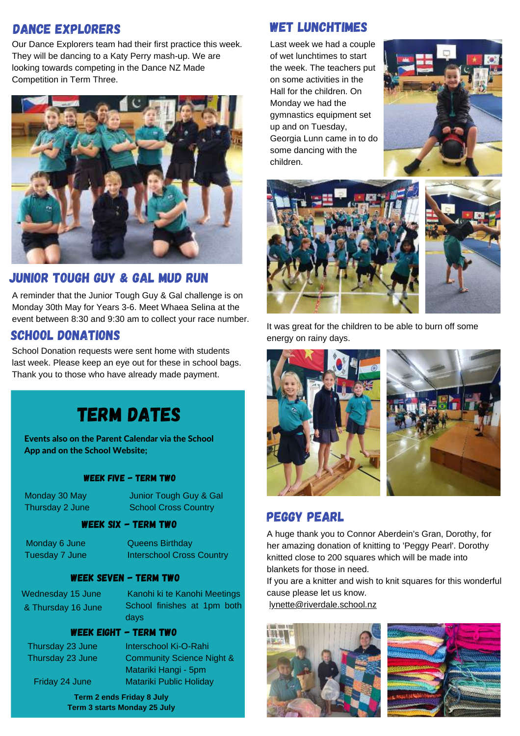## DANCE EXPLORERS

Our Dance Explorers team had their first practice this week. They will be dancing to a Katy Perry mash-up. We are looking towards competing in the Dance NZ Made Competition in Term Three.

## JUNIOR TOUGH GUY & GAL MUD RUN

A reminder that the Junior Tough Guy & Gal challenge is on Monday 30th May for Years 3-6. Meet Whaea Selina at the event between 8:30 and 9:30 am to collect your race number.

## SCHOOL DONATIONS

School Donation requests were sent home with students last week. Please keep an eye out for these in school bags. Thank you to those who have already made payment.

## TERM DATES

**Events also on the Parent Calendar via the School App and on the School Website;**

### WEEK FIVE - TERM TWO

| | |
|---|---|
| Monday 30 May | Junior Tough Guy & Gal |
| Thursday 2 June | School Cross Country |

### WEEK SIX - TERM TWO

| | |
|---|---|
| Monday 6 June | Queens Birthday |
| Tuesday 7 June | Interschool Cross Country |

### WEEK SEVEN - TERM TWO

| | |
|---|---|
| Wednesday 15 June & Thursday 16 June | Kanohi ki te Kanohi Meetings School finishes at 1pm both days |

### WEEK EIGHT - TERM TWO

| | |
|---|---|
| Thursday 23 June | Interschool Ki-O-Rahi |
| Thursday 23 June | Community Science Night & Matariki Hangi - 5pm |
| Friday 24 June | Matariki Public Holiday |

**Term 2 ends Friday 8 July**
**Term 3 starts Monday 25 July**

## WET LUNCHTIMES

Last week we had a couple of wet lunchtimes to start the week. The teachers put on some activities in the Hall for the children. On Monday we had the gymnastics equipment set up and on Tuesday, Georgia Lunn came in to do some dancing with the children.

It was great for the children to be able to burn off some energy on rainy days.

## PEGGY PEARL

A huge thank you to Connor Aberdein's Gran, Dorothy, for her amazing donation of knitting to 'Peggy Pearl'. Dorothy knitted close to 200 squares which will be made into blankets for those in need.
If you are a knitter and wish to knit squares for this wonderful cause please let us know.
lynette@riverdale.school.nz